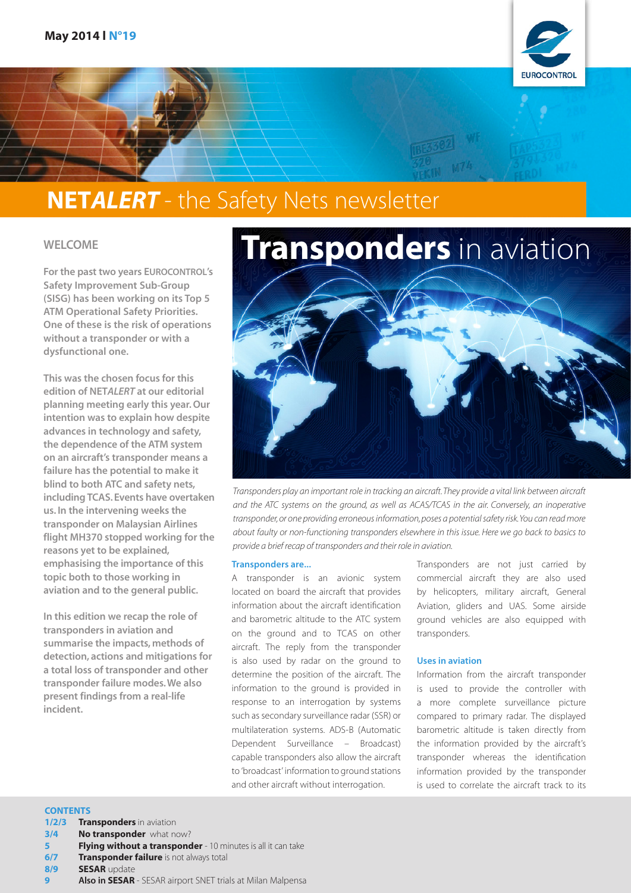May 2014 I N°19

EUROCONTROL

# NETALERT - the Safety Nets newsletter

## WELCOME

**For the past two years EUROCONTROL's Safety Improvement Sub-Group (SISG) has been working on its Top 5 ATM Operational Safety Priorities. One of these is the risk of operations without a transponder or with a dysfunctional one.**

**This was the chosen focus for this edition of NET*ALERT* at our editorial planning meeting early this year. Our intention was to explain how despite advances in technology and safety, the dependence of the ATM system on an aircraft's transponder means a failure has the potential to make it blind to both ATC and safety nets, including TCAS. Events have overtaken us. In the intervening weeks the transponder on Malaysian Airlines flight MH370 stopped working for the reasons yet to be explained, emphasising the importance of this topic both to those working in aviation and to the general public.**

**In this edition we recap the role of transponders in aviation and summarise the impacts, methods of detection, actions and mitigations for a total loss of transponder and other transponder failure modes. We also present findings from a real-life incident.**

# Transponders in aviation

*Transponders play an important role in tracking an aircraft. They provide a vital link between aircraft and the ATC systems on the ground, as well as ACAS/TCAS in the air. Conversely, an inoperative transponder, or one providing erroneous information, poses a potential safety risk. You can read more about faulty or non-functioning transponders elsewhere in this issue. Here we go back to basics to provide a brief recap of transponders and their role in aviation.*

### Transponders are...

A transponder is an avionic system located on board the aircraft that provides information about the aircraft identification and barometric altitude to the ATC system on the ground and to TCAS on other aircraft. The reply from the transponder is also used by radar on the ground to determine the position of the aircraft. The information to the ground is provided in response to an interrogation by systems such as secondary surveillance radar (SSR) or multilateration systems. ADS-B (Automatic Dependent Surveillance – Broadcast) capable transponders also allow the aircraft to 'broadcast' information to ground stations and other aircraft without interrogation.

Transponders are not just carried by commercial aircraft they are also used by helicopters, military aircraft, General Aviation, gliders and UAS. Some airside ground vehicles are also equipped with transponders.

### Uses in aviation

Information from the aircraft transponder is used to provide the controller with a more complete surveillance picture compared to primary radar. The displayed barometric altitude is taken directly from the information provided by the aircraft's transponder whereas the identification information provided by the transponder is used to correlate the aircraft track to its

### CONTENTS

- **1/2/3** **Transponders** in aviation
- **3/4** **No transponder** what now?
- **5** **Flying without a transponder** - 10 minutes is all it can take
- **6/7** **Transponder failure** is not always total
- **8/9** **SESAR** update
- **9** **Also in SESAR** - SESAR airport SNET trials at Milan Malpensa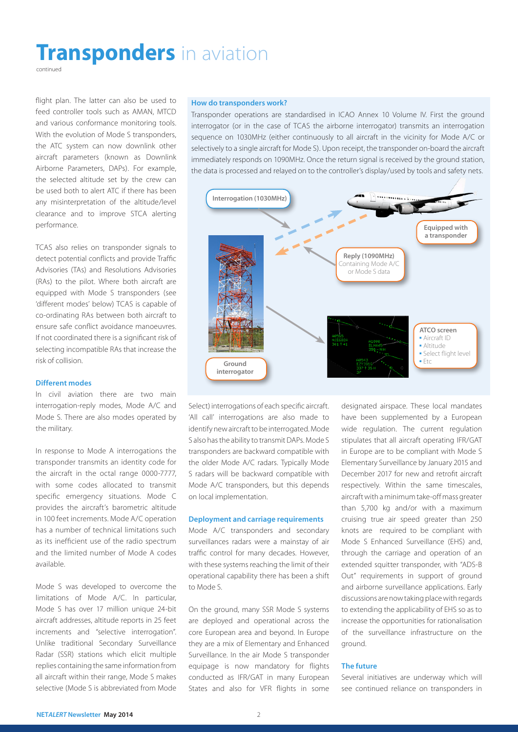# **Transponders** in aviation

continued

flight plan. The latter can also be used to feed controller tools such as AMAN, MTCD and various conformance monitoring tools. With the evolution of Mode S transponders, the ATC system can now downlink other aircraft parameters (known as Downlink Airborne Parameters, DAPs). For example, the selected altitude set by the crew can be used both to alert ATC if there has been any misinterpretation of the altitude/level clearance and to improve STCA alerting performance.

TCAS also relies on transponder signals to detect potential conflicts and provide Traffic Advisories (TAs) and Resolutions Advisories (RAs) to the pilot. Where both aircraft are equipped with Mode S transponders (see 'different modes' below) TCAS is capable of co-ordinating RAs between both aircraft to ensure safe conflict avoidance manoeuvres. If not coordinated there is a significant risk of selecting incompatible RAs that increase the risk of collision.

### Different modes

In civil aviation there are two main interrogation-reply modes, Mode A/C and Mode S. There are also modes operated by the military.

In response to Mode A interrogations the transponder transmits an identity code for the aircraft in the octal range 0000-7777, with some codes allocated to transmit specific emergency situations. Mode C provides the aircraft's barometric altitude in 100 feet increments. Mode A/C operation has a number of technical limitations such as its inefficient use of the radio spectrum and the limited number of Mode A codes available.

Mode S was developed to overcome the limitations of Mode A/C. In particular, Mode S has over 17 million unique 24-bit aircraft addresses, altitude reports in 25 feet increments and "selective interrogation". Unlike traditional Secondary Surveillance Radar (SSR) stations which elicit multiple replies containing the same information from all aircraft within their range, Mode S makes selective (Mode S is abbreviated from Mode Select) interrogations of each specific aircraft. 'All call' interrogations are also made to identify new aircraft to be interrogated. Mode S also has the ability to transmit DAPs. Mode S transponders are backward compatible with the older Mode A/C radars. Typically Mode S radars will be backward compatible with Mode A/C transponders, but this depends on local implementation.

### How do transponders work?

Transponder operations are standardised in ICAO Annex 10 Volume IV. First the ground interrogator (or in the case of TCAS the airborne interrogator) transmits an interrogation sequence on 1030MHz (either continuously to all aircraft in the vicinity for Mode A/C or selectively to a single aircraft for Mode S). Upon receipt, the transponder on-board the aircraft immediately responds on 1090MHz. Once the return signal is received by the ground station, the data is processed and relayed on to the controller's display/used by tools and safety nets.

Interrogation (1030MHz)

Equipped with a transponder

Reply (1090MHz) Containing Mode A/C or Mode S data

Ground interrogator

ATCO screen
- Aircraft ID
- Altitude
- Select flight level
- Etc

### Deployment and carriage requirements

Mode A/C transponders and secondary surveillances radars were a mainstay of air traffic control for many decades. However, with these systems reaching the limit of their operational capability there has been a shift to Mode S.

On the ground, many SSR Mode S systems are deployed and operational across the core European area and beyond. In Europe they are a mix of Elementary and Enhanced Surveillance. In the air Mode S transponder equipage is now mandatory for flights conducted as IFR/GAT in many European States and also for VFR flights in some designated airspace. These local mandates have been supplemented by a European wide regulation. The current regulation stipulates that all aircraft operating IFR/GAT in Europe are to be compliant with Mode S Elementary Surveillance by January 2015 and December 2017 for new and retrofit aircraft respectively. Within the same timescales, aircraft with a minimum take-off mass greater than 5,700 kg and/or with a maximum cruising true air speed greater than 250 knots are required to be compliant with Mode S Enhanced Surveillance (EHS) and, through the carriage and operation of an extended squitter transponder, with "ADS-B Out" requirements in support of ground and airborne surveillance applications. Early discussions are now taking place with regards to extending the applicability of EHS so as to increase the opportunities for rationalisation of the surveillance infrastructure on the ground.

### The future

Several initiatives are underway which will see continued reliance on transponders in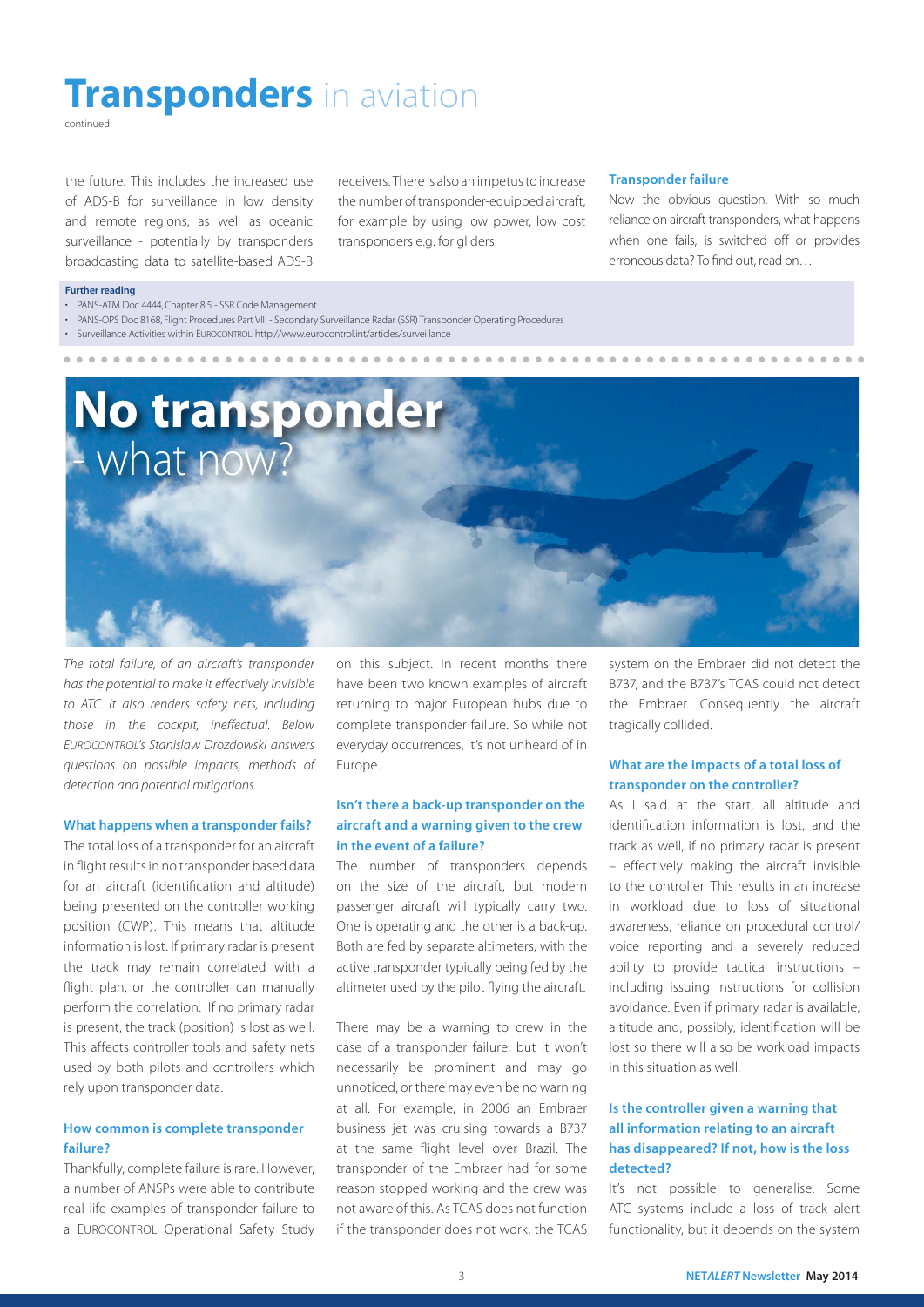# **Transponders** in aviation

continued

the future. This includes the increased use of ADS-B for surveillance in low density and remote regions, as well as oceanic surveillance - potentially by transponders broadcasting data to satellite-based ADS-B receivers. There is also an impetus to increase the number of transponder-equipped aircraft, for example by using low power, low cost transponders e.g. for gliders.

### Transponder failure

Now the obvious question. With so much reliance on aircraft transponders, what happens when one fails, is switched off or provides erroneous data? To find out, read on…

**Further reading**

- PANS-ATM Doc 4444, Chapter 8.5 - SSR Code Management
- PANS-OPS Doc 8168, Flight Procedures Part VIII - Secondary Surveillance Radar (SSR) Transponder Operating Procedures
- Surveillance Activities within EUROCONTROL: http://www.eurocontrol.int/articles/surveillance

# **No transponder** - what now?

*The total failure, of an aircraft's transponder has the potential to make it effectively invisible to ATC. It also renders safety nets, including those in the cockpit, ineffectual. Below EUROCONTROL's Stanislaw Drozdowski answers questions on possible impacts, methods of detection and potential mitigations.*

### What happens when a transponder fails?

The total loss of a transponder for an aircraft in flight results in no transponder based data for an aircraft (identification and altitude) being presented on the controller working position (CWP). This means that altitude information is lost. If primary radar is present the track may remain correlated with a flight plan, or the controller can manually perform the correlation. If no primary radar is present, the track (position) is lost as well. This affects controller tools and safety nets used by both pilots and controllers which rely upon transponder data.

### How common is complete transponder failure?

Thankfully, complete failure is rare. However, a number of ANSPs were able to contribute real-life examples of transponder failure to a EUROCONTROL Operational Safety Study on this subject. In recent months there have been two known examples of aircraft returning to major European hubs due to complete transponder failure. So while not everyday occurrences, it's not unheard of in Europe.

### Isn't there a back-up transponder on the aircraft and a warning given to the crew in the event of a failure?

The number of transponders depends on the size of the aircraft, but modern passenger aircraft will typically carry two. One is operating and the other is a back-up. Both are fed by separate altimeters, with the active transponder typically being fed by the altimeter used by the pilot flying the aircraft.

There may be a warning to crew in the case of a transponder failure, but it won't necessarily be prominent and may go unnoticed, or there may even be no warning at all. For example, in 2006 an Embraer business jet was cruising towards a B737 at the same flight level over Brazil. The transponder of the Embraer had for some reason stopped working and the crew was not aware of this. As TCAS does not function if the transponder does not work, the TCAS system on the Embraer did not detect the B737, and the B737's TCAS could not detect the Embraer. Consequently the aircraft tragically collided.

### What are the impacts of a total loss of transponder on the controller?

As I said at the start, all altitude and identification information is lost, and the track as well, if no primary radar is present – effectively making the aircraft invisible to the controller. This results in an increase in workload due to loss of situational awareness, reliance on procedural control/ voice reporting and a severely reduced ability to provide tactical instructions – including issuing instructions for collision avoidance. Even if primary radar is available, altitude and, possibly, identification will be lost so there will also be workload impacts in this situation as well.

### Is the controller given a warning that all information relating to an aircraft has disappeared? If not, how is the loss detected?

It's not possible to generalise. Some ATC systems include a loss of track alert functionality, but it depends on the system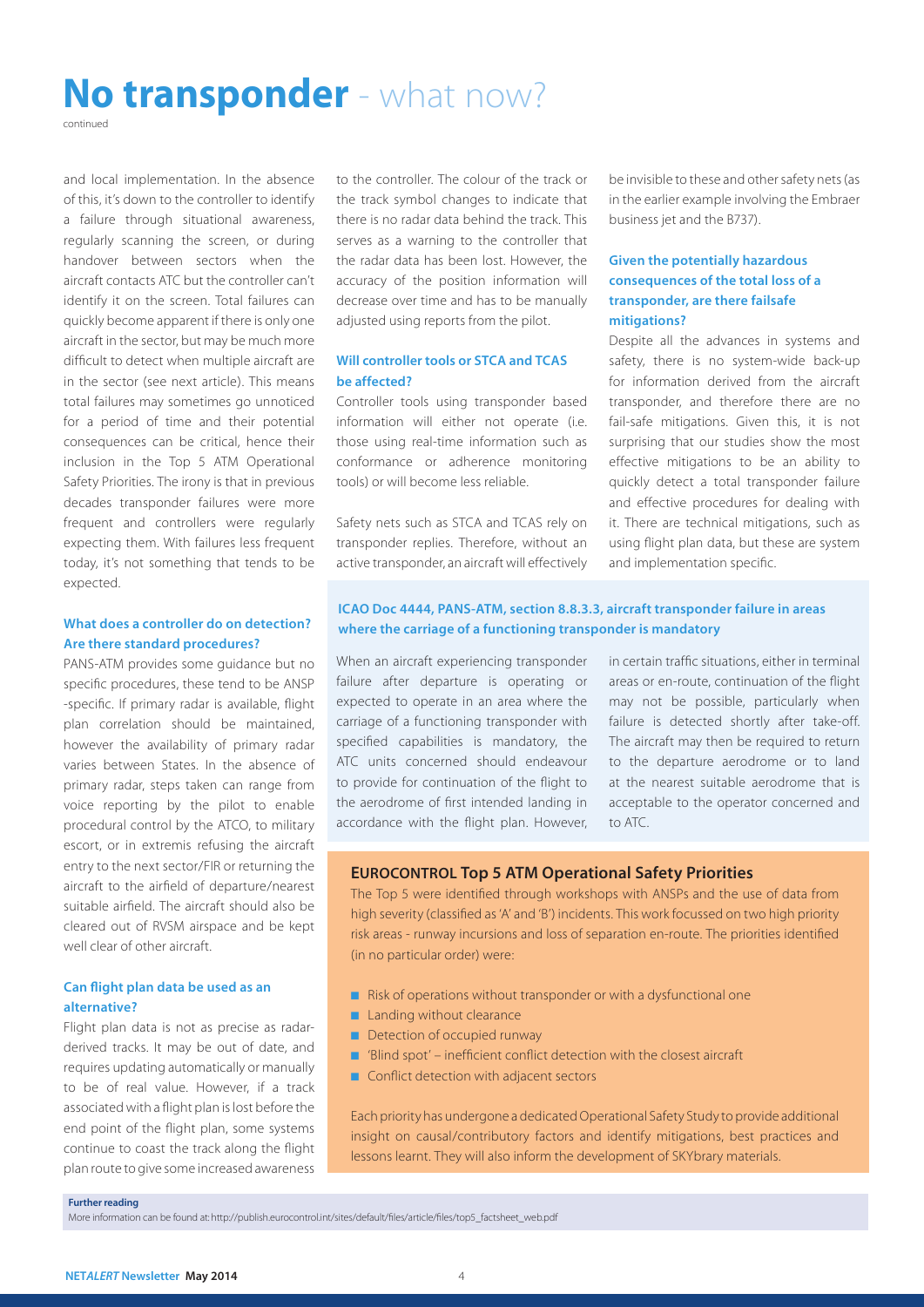# No transponder - what now?

continued

and local implementation. In the absence of this, it's down to the controller to identify a failure through situational awareness, regularly scanning the screen, or during handover between sectors when the aircraft contacts ATC but the controller can't identify it on the screen. Total failures can quickly become apparent if there is only one aircraft in the sector, but may be much more difficult to detect when multiple aircraft are in the sector (see next article). This means total failures may sometimes go unnoticed for a period of time and their potential consequences can be critical, hence their inclusion in the Top 5 ATM Operational Safety Priorities. The irony is that in previous decades transponder failures were more frequent and controllers were regularly expecting them. With failures less frequent today, it's not something that tends to be expected.

### What does a controller do on detection? Are there standard procedures?

PANS-ATM provides some guidance but no specific procedures, these tend to be ANSP -specific. If primary radar is available, flight plan correlation should be maintained, however the availability of primary radar varies between States. In the absence of primary radar, steps taken can range from voice reporting by the pilot to enable procedural control by the ATCO, to military escort, or in extremis refusing the aircraft entry to the next sector/FIR or returning the aircraft to the airfield of departure/nearest suitable airfield. The aircraft should also be cleared out of RVSM airspace and be kept well clear of other aircraft.

### Can flight plan data be used as an alternative?

Flight plan data is not as precise as radar-derived tracks. It may be out of date, and requires updating automatically or manually to be of real value. However, if a track associated with a flight plan is lost before the end point of the flight plan, some systems continue to coast the track along the flight plan route to give some increased awareness to the controller. The colour of the track or the track symbol changes to indicate that there is no radar data behind the track. This serves as a warning to the controller that the radar data has been lost. However, the accuracy of the position information will decrease over time and has to be manually adjusted using reports from the pilot.

### Will controller tools or STCA and TCAS be affected?

Controller tools using transponder based information will either not operate (i.e. those using real-time information such as conformance or adherence monitoring tools) or will become less reliable.

Safety nets such as STCA and TCAS rely on transponder replies. Therefore, without an active transponder, an aircraft will effectively be invisible to these and other safety nets (as in the earlier example involving the Embraer business jet and the B737).

### Given the potentially hazardous consequences of the total loss of a transponder, are there failsafe mitigations?

Despite all the advances in systems and safety, there is no system-wide back-up for information derived from the aircraft transponder, and therefore there are no fail-safe mitigations. Given this, it is not surprising that our studies show the most effective mitigations to be an ability to quickly detect a total transponder failure and effective procedures for dealing with it. There are technical mitigations, such as using flight plan data, but these are system and implementation specific.

### ICAO Doc 4444, PANS-ATM, section 8.8.3.3, aircraft transponder failure in areas where the carriage of a functioning transponder is mandatory

When an aircraft experiencing transponder failure after departure is operating or expected to operate in an area where the carriage of a functioning transponder with specified capabilities is mandatory, the ATC units concerned should endeavour to provide for continuation of the flight to the aerodrome of first intended landing in accordance with the flight plan. However, in certain traffic situations, either in terminal areas or en-route, continuation of the flight may not be possible, particularly when failure is detected shortly after take-off. The aircraft may then be required to return to the departure aerodrome or to land at the nearest suitable aerodrome that is acceptable to the operator concerned and to ATC.

### EUROCONTROL Top 5 ATM Operational Safety Priorities

The Top 5 were identified through workshops with ANSPs and the use of data from high severity (classified as 'A' and 'B') incidents. This work focussed on two high priority risk areas - runway incursions and loss of separation en-route. The priorities identified (in no particular order) were:

- Risk of operations without transponder or with a dysfunctional one
- Landing without clearance
- Detection of occupied runway
- 'Blind spot' – inefficient conflict detection with the closest aircraft
- Conflict detection with adjacent sectors

Each priority has undergone a dedicated Operational Safety Study to provide additional insight on causal/contributory factors and identify mitigations, best practices and lessons learnt. They will also inform the development of SKYbrary materials.

**Further reading**

More information can be found at: http://publish.eurocontrol.int/sites/default/files/article/files/top5_factsheet_web.pdf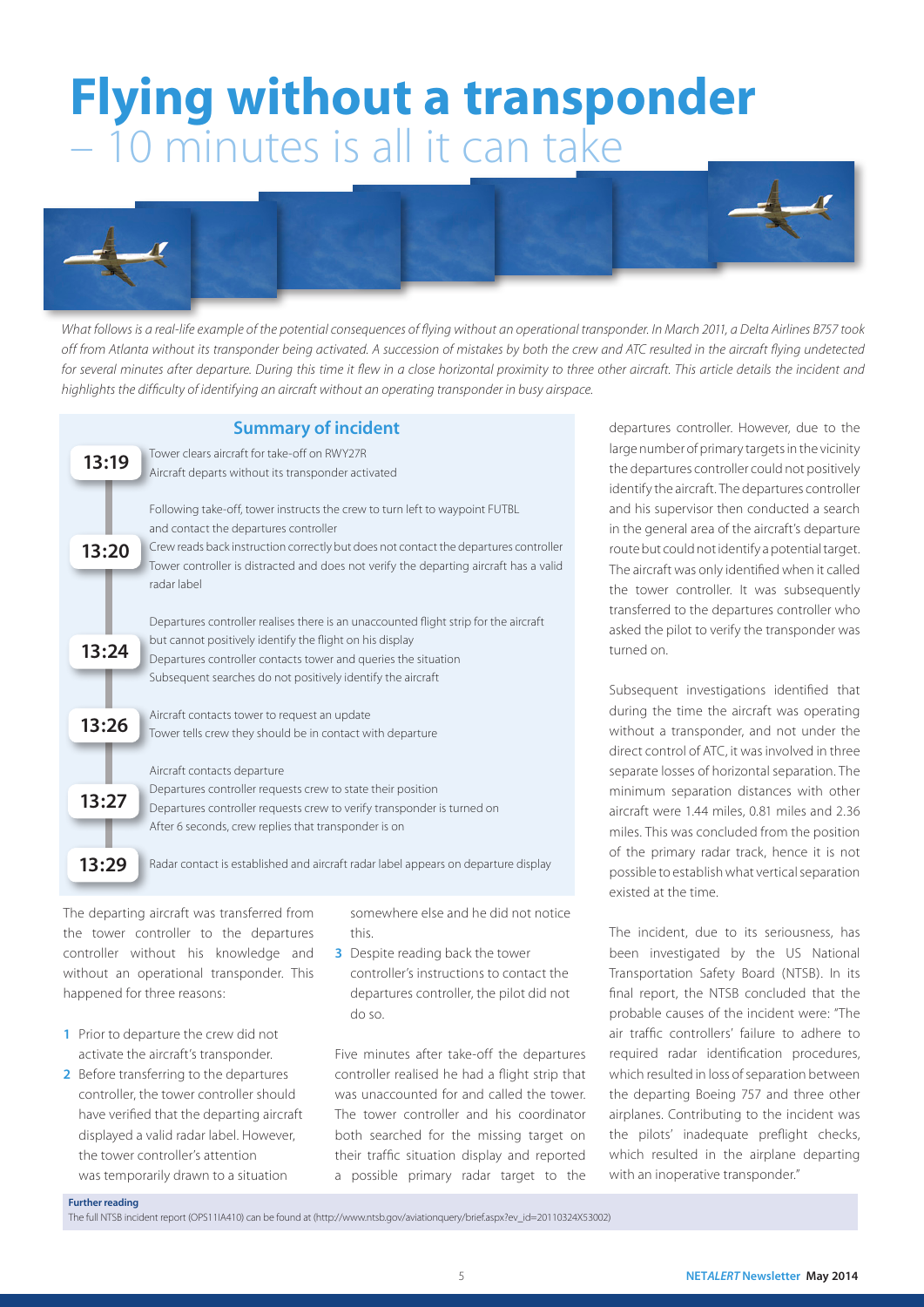# Flying without a transponder

## – 10 minutes is all it can take

*What follows is a real-life example of the potential consequences of flying without an operational transponder. In March 2011, a Delta Airlines B757 took off from Atlanta without its transponder being activated. A succession of mistakes by both the crew and ATC resulted in the aircraft flying undetected for several minutes after departure. During this time it flew in a close horizontal proximity to three other aircraft. This article details the incident and highlights the difficulty of identifying an aircraft without an operating transponder in busy airspace.*

### Summary of incident

**13:19**
Tower clears aircraft for take-off on RWY27R
Aircraft departs without its transponder activated

**13:20**
Following take-off, tower instructs the crew to turn left to waypoint FUTBL and contact the departures controller
Crew reads back instruction correctly but does not contact the departures controller
Tower controller is distracted and does not verify the departing aircraft has a valid radar label

**13:24**
Departures controller realises there is an unaccounted flight strip for the aircraft but cannot positively identify the flight on his display
Departures controller contacts tower and queries the situation
Subsequent searches do not positively identify the aircraft

**13:26**
Aircraft contacts tower to request an update
Tower tells crew they should be in contact with departure

**13:27**
Aircraft contacts departure
Departures controller requests crew to state their position
Departures controller requests crew to verify transponder is turned on
After 6 seconds, crew replies that transponder is on

**13:29**
Radar contact is established and aircraft radar label appears on departure display

The departing aircraft was transferred from the tower controller to the departures controller without his knowledge and without an operational transponder. This happened for three reasons:

1. Prior to departure the crew did not activate the aircraft's transponder.
2. Before transferring to the departures controller, the tower controller should have verified that the departing aircraft displayed a valid radar label. However, the tower controller's attention was temporarily drawn to a situation somewhere else and he did not notice this.
3. Despite reading back the tower controller's instructions to contact the departures controller, the pilot did not do so.

Five minutes after take-off the departures controller realised he had a flight strip that was unaccounted for and called the tower. The tower controller and his coordinator both searched for the missing target on their traffic situation display and reported a possible primary radar target to the departures controller. However, due to the large number of primary targets in the vicinity the departures controller could not positively identify the aircraft. The departures controller and his supervisor then conducted a search in the general area of the aircraft's departure route but could not identify a potential target. The aircraft was only identified when it called the tower controller. It was subsequently transferred to the departures controller who asked the pilot to verify the transponder was turned on.

Subsequent investigations identified that during the time the aircraft was operating without a transponder, and not under the direct control of ATC, it was involved in three separate losses of horizontal separation. The minimum separation distances with other aircraft were 1.44 miles, 0.81 miles and 2.36 miles. This was concluded from the position of the primary radar track, hence it is not possible to establish what vertical separation existed at the time.

The incident, due to its seriousness, has been investigated by the US National Transportation Safety Board (NTSB). In its final report, the NTSB concluded that the probable causes of the incident were: "The air traffic controllers' failure to adhere to required radar identification procedures, which resulted in loss of separation between the departing Boeing 757 and three other airplanes. Contributing to the incident was the pilots' inadequate preflight checks, which resulted in the airplane departing with an inoperative transponder."

**Further reading**

The full NTSB incident report (OPS11IA410) can be found at (http://www.ntsb.gov/aviationquery/brief.aspx?ev_id=20110324X53002)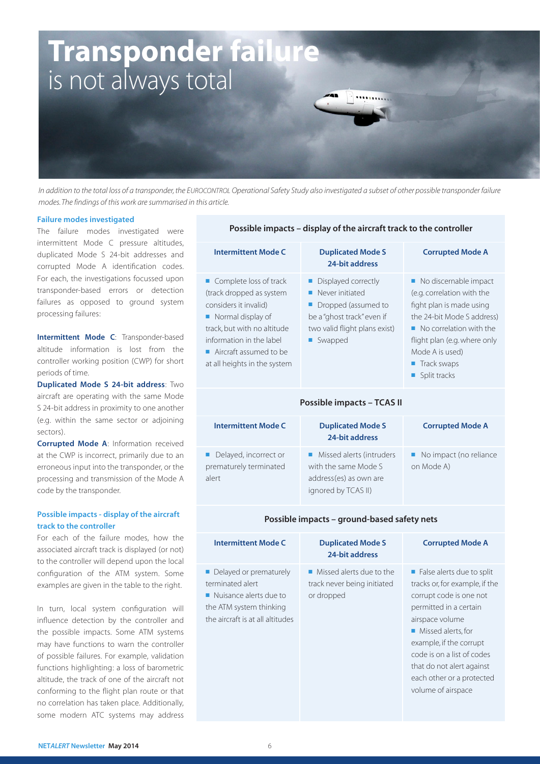# **Transponder failure** is not always total

*In addition to the total loss of a transponder, the EUROCONTROL Operational Safety Study also investigated a subset of other possible transponder failure modes. The findings of this work are summarised in this article.*

### Failure modes investigated

The failure modes investigated were intermittent Mode C pressure altitudes, duplicated Mode S 24-bit addresses and corrupted Mode A identification codes. For each, the investigations focussed upon transponder-based errors or detection failures as opposed to ground system processing failures:

**Intermittent Mode C**: Transponder-based altitude information is lost from the controller working position (CWP) for short periods of time.

**Duplicated Mode S 24-bit address**: Two aircraft are operating with the same Mode S 24-bit address in proximity to one another (e.g. within the same sector or adjoining sectors).

**Corrupted Mode A**: Information received at the CWP is incorrect, primarily due to an erroneous input into the transponder, or the processing and transmission of the Mode A code by the transponder.

### Possible impacts - display of the aircraft track to the controller

For each of the failure modes, how the associated aircraft track is displayed (or not) to the controller will depend upon the local configuration of the ATM system. Some examples are given in the table to the right.

In turn, local system configuration will influence detection by the controller and the possible impacts. Some ATM systems may have functions to warn the controller of possible failures. For example, validation functions highlighting: a loss of barometric altitude, the track of one of the aircraft not conforming to the flight plan route or that no correlation has taken place. Additionally, some modern ATC systems may address

**Possible impacts – display of the aircraft track to the controller**

| Intermittent Mode C | Duplicated Mode S 24-bit address | Corrupted Mode A |
|---|---|---|
| ■ Complete loss of track (track dropped as system considers it invalid)<br>■ Normal display of track, but with no altitude information in the label<br>■ Aircraft assumed to be at all heights in the system | ■ Displayed correctly<br>■ Never initiated<br>■ Dropped (assumed to be a "ghost track" even if two valid flight plans exist)<br>■ Swapped | ■ No discernable impact (e.g. correlation with the fight plan is made using the 24-bit Mode S address)<br>■ No correlation with the flight plan (e.g. where only Mode A is used)<br>■ Track swaps<br>■ Split tracks |

**Possible impacts – TCAS II**

| Intermittent Mode C | Duplicated Mode S 24-bit address | Corrupted Mode A |
|---|---|---|
| ■ Delayed, incorrect or prematurely terminated alert | ■ Missed alerts (intruders with the same Mode S address(es) as own are ignored by TCAS II) | ■ No impact (no reliance on Mode A) |

**Possible impacts – ground-based safety nets**

| Intermittent Mode C | Duplicated Mode S 24-bit address | Corrupted Mode A |
|---|---|---|
| ■ Delayed or prematurely terminated alert<br>■ Nuisance alerts due to the ATM system thinking the aircraft is at all altitudes | ■ Missed alerts due to the track never being initiated or dropped | ■ False alerts due to split tracks or, for example, if the corrupt code is one not permitted in a certain airspace volume<br>■ Missed alerts, for example, if the corrupt code is on a list of codes that do not alert against each other or a protected volume of airspace |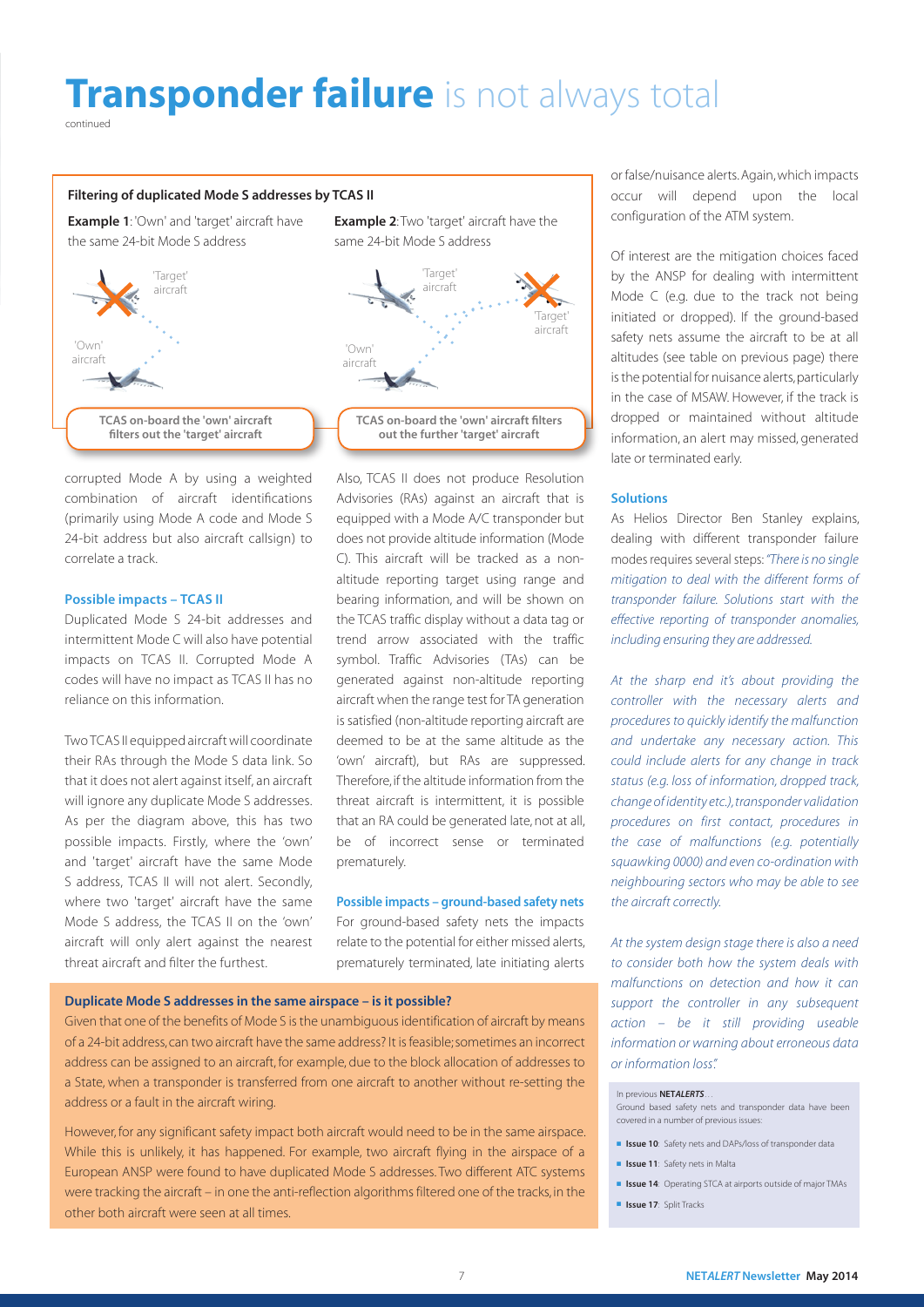# **Transponder failure** is not always total

continued

**Filtering of duplicated Mode S addresses by TCAS II**

**Example 1**: 'Own' and 'target' aircraft have the same 24-bit Mode S address

'Target' aircraft

'Own' aircraft

**TCAS on-board the 'own' aircraft filters out the 'target' aircraft**

**Example 2**: Two 'target' aircraft have the same 24-bit Mode S address

'Target' aircraft

'Target' aircraft

'Own' aircraft

**TCAS on-board the 'own' aircraft filters out the further 'target' aircraft**

corrupted Mode A by using a weighted combination of aircraft identifications (primarily using Mode A code and Mode S 24-bit address but also aircraft callsign) to correlate a track.

### Possible impacts – TCAS II

Duplicated Mode S 24-bit addresses and intermittent Mode C will also have potential impacts on TCAS II. Corrupted Mode A codes will have no impact as TCAS II has no reliance on this information.

Two TCAS II equipped aircraft will coordinate their RAs through the Mode S data link. So that it does not alert against itself, an aircraft will ignore any duplicate Mode S addresses. As per the diagram above, this has two possible impacts. Firstly, where the 'own' and 'target' aircraft have the same Mode S address, TCAS II will not alert. Secondly, where two 'target' aircraft have the same Mode S address, the TCAS II on the 'own' aircraft will only alert against the nearest threat aircraft and filter the furthest.

Also, TCAS II does not produce Resolution Advisories (RAs) against an aircraft that is equipped with a Mode A/C transponder but does not provide altitude information (Mode C). This aircraft will be tracked as a non-altitude reporting target using range and bearing information, and will be shown on the TCAS traffic display without a data tag or trend arrow associated with the traffic symbol. Traffic Advisories (TAs) can be generated against non-altitude reporting aircraft when the range test for TA generation is satisfied (non-altitude reporting aircraft are deemed to be at the same altitude as the 'own' aircraft), but RAs are suppressed. Therefore, if the altitude information from the threat aircraft is intermittent, it is possible that an RA could be generated late, not at all, be of incorrect sense or terminated prematurely.

### Possible impacts – ground-based safety nets

For ground-based safety nets the impacts relate to the potential for either missed alerts, prematurely terminated, late initiating alerts or false/nuisance alerts. Again, which impacts occur will depend upon the local configuration of the ATM system.

Of interest are the mitigation choices faced by the ANSP for dealing with intermittent Mode C (e.g. due to the track not being initiated or dropped). If the ground-based safety nets assume the aircraft to be at all altitudes (see table on previous page) there is the potential for nuisance alerts, particularly in the case of MSAW. However, if the track is dropped or maintained without altitude information, an alert may missed, generated late or terminated early.

### Solutions

As Helios Director Ben Stanley explains, dealing with different transponder failure modes requires several steps: *"There is no single mitigation to deal with the different forms of transponder failure. Solutions start with the effective reporting of transponder anomalies, including ensuring they are addressed.*

*At the sharp end it's about providing the controller with the necessary alerts and procedures to quickly identify the malfunction and undertake any necessary action. This could include alerts for any change in track status (e.g. loss of information, dropped track, change of identity etc.), transponder validation procedures on first contact, procedures in the case of malfunctions (e.g. potentially squawking 0000) and even co-ordination with neighbouring sectors who may be able to see the aircraft correctly.*

*At the system design stage there is also a need to consider both how the system deals with malfunctions on detection and how it can support the controller in any subsequent action – be it still providing useable information or warning about erroneous data or information loss".*

**Duplicate Mode S addresses in the same airspace – is it possible?**

Given that one of the benefits of Mode S is the unambiguous identification of aircraft by means of a 24-bit address, can two aircraft have the same address? It is feasible; sometimes an incorrect address can be assigned to an aircraft, for example, due to the block allocation of addresses to a State, when a transponder is transferred from one aircraft to another without re-setting the address or a fault in the aircraft wiring.

However, for any significant safety impact both aircraft would need to be in the same airspace. While this is unlikely, it has happened. For example, two aircraft flying in the airspace of a European ANSP were found to have duplicated Mode S addresses. Two different ATC systems were tracking the aircraft – in one the anti-reflection algorithms filtered one of the tracks, in the other both aircraft were seen at all times.

In previous **NET*ALERTS***…

Ground based safety nets and transponder data have been covered in a number of previous issues:

- **Issue 10**: Safety nets and DAPs/loss of transponder data
- **Issue 11**: Safety nets in Malta
- **Issue 14**: Operating STCA at airports outside of major TMAs
- **Issue 17**: Split Tracks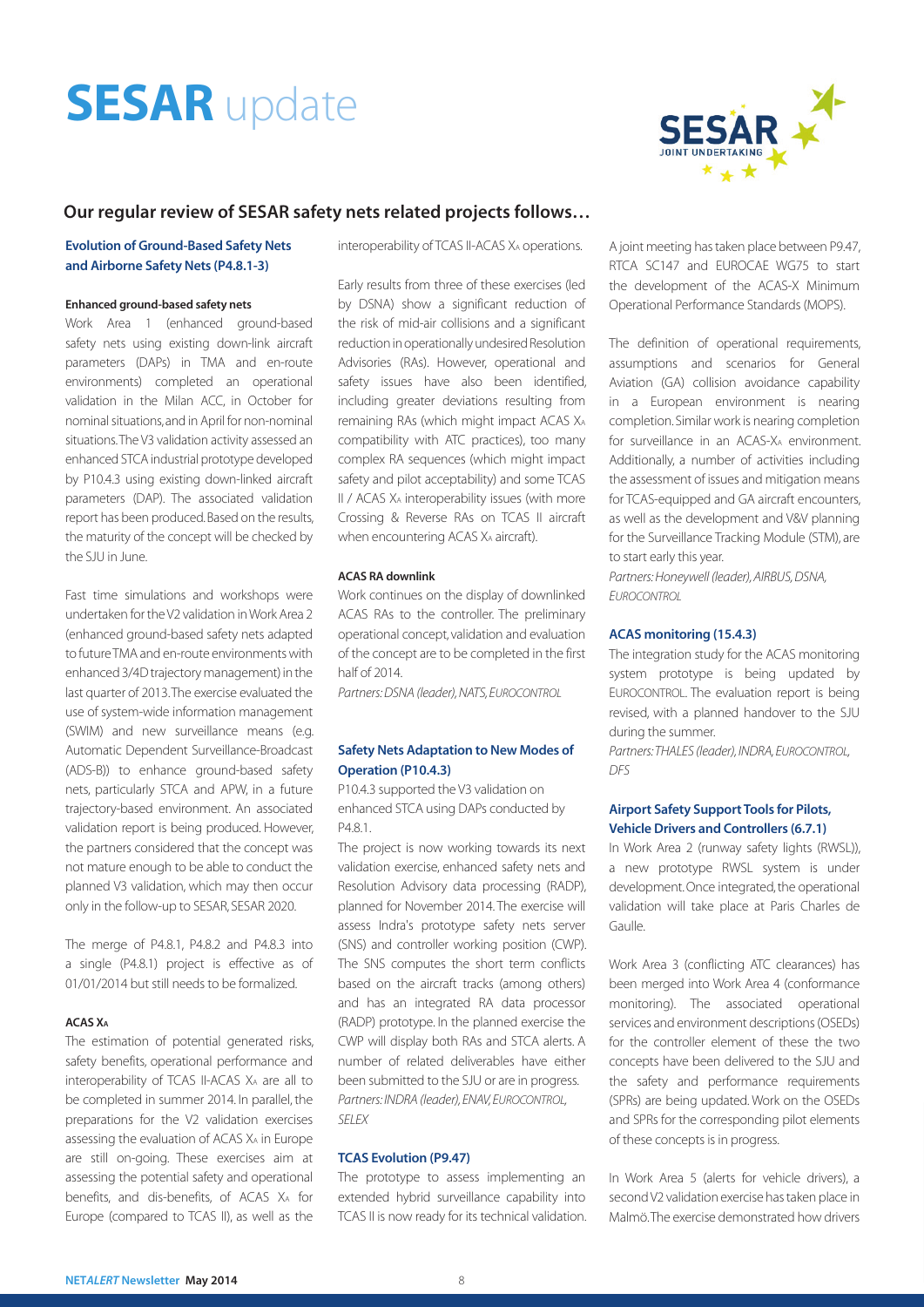# SESAR update

## Our regular review of SESAR safety nets related projects follows…

### Evolution of Ground-Based Safety Nets and Airborne Safety Nets (P4.8.1-3)

#### Enhanced ground-based safety nets

Work Area 1 (enhanced ground-based safety nets using existing down-link aircraft parameters (DAPs) in TMA and en-route environments) completed an operational validation in the Milan ACC, in October for nominal situations, and in April for non-nominal situations. The V3 validation activity assessed an enhanced STCA industrial prototype developed by P10.4.3 using existing down-linked aircraft parameters (DAP). The associated validation report has been produced. Based on the results, the maturity of the concept will be checked by the SJU in June.

Fast time simulations and workshops were undertaken for the V2 validation in Work Area 2 (enhanced ground-based safety nets adapted to future TMA and en-route environments with enhanced 3/4D trajectory management) in the last quarter of 2013. The exercise evaluated the use of system-wide information management (SWIM) and new surveillance means (e.g. Automatic Dependent Surveillance-Broadcast (ADS-B)) to enhance ground-based safety nets, particularly STCA and APW, in a future trajectory-based environment. An associated validation report is being produced. However, the partners considered that the concept was not mature enough to be able to conduct the planned V3 validation, which may then occur only in the follow-up to SESAR, SESAR 2020.

The merge of P4.8.1, P4.8.2 and P4.8.3 into a single (P4.8.1) project is effective as of 01/01/2014 but still needs to be formalized.

#### ACAS $X_A$

The estimation of potential generated risks, safety benefits, operational performance and interoperability of TCAS II-ACAS $X_A$ are all to be completed in summer 2014. In parallel, the preparations for the V2 validation exercises assessing the evaluation of ACAS $X_A$ in Europe are still on-going. These exercises aim at assessing the potential safety and operational benefits, and dis-benefits, of ACAS $X_A$ for Europe (compared to TCAS II), as well as the interoperability of TCAS II-ACAS $X_A$ operations.

Early results from three of these exercises (led by DSNA) show a significant reduction of the risk of mid-air collisions and a significant reduction in operationally undesired Resolution Advisories (RAs). However, operational and safety issues have also been identified, including greater deviations resulting from remaining RAs (which might impact ACAS $X_A$ compatibility with ATC practices), too many complex RA sequences (which might impact safety and pilot acceptability) and some TCAS II / ACAS $X_A$ interoperability issues (with more Crossing & Reverse RAs on TCAS II aircraft when encountering ACAS $X_A$ aircraft).

#### ACAS RA downlink

Work continues on the display of downlinked ACAS RAs to the controller. The preliminary operational concept, validation and evaluation of the concept are to be completed in the first half of 2014.

*Partners: DSNA (leader), NATS, EUROCONTROL*

### Safety Nets Adaptation to New Modes of Operation (P10.4.3)

P10.4.3 supported the V3 validation on enhanced STCA using DAPs conducted by P4.8.1.

The project is now working towards its next validation exercise, enhanced safety nets and Resolution Advisory data processing (RADP), planned for November 2014. The exercise will assess Indra's prototype safety nets server (SNS) and controller working position (CWP). The SNS computes the short term conflicts based on the aircraft tracks (among others) and has an integrated RA data processor (RADP) prototype. In the planned exercise the CWP will display both RAs and STCA alerts. A number of related deliverables have either been submitted to the SJU or are in progress.

*Partners: INDRA (leader), ENAV, EUROCONTROL, SELEX*

### TCAS Evolution (P9.47)

The prototype to assess implementing an extended hybrid surveillance capability into TCAS II is now ready for its technical validation. A joint meeting has taken place between P9.47, RTCA SC147 and EUROCAE WG75 to start the development of the ACAS-X Minimum Operational Performance Standards (MOPS).

The definition of operational requirements, assumptions and scenarios for General Aviation (GA) collision avoidance capability in a European environment is nearing completion. Similar work is nearing completion for surveillance in an ACAS-$X_A$ environment. Additionally, a number of activities including the assessment of issues and mitigation means for TCAS-equipped and GA aircraft encounters, as well as the development and V&V planning for the Surveillance Tracking Module (STM), are to start early this year.

*Partners: Honeywell (leader), AIRBUS, DSNA, EUROCONTROL*

### ACAS monitoring (15.4.3)

The integration study for the ACAS monitoring system prototype is being updated by EUROCONTROL. The evaluation report is being revised, with a planned handover to the SJU during the summer.

*Partners: THALES (leader), INDRA, EUROCONTROL, DFS*

### Airport Safety Support Tools for Pilots, Vehicle Drivers and Controllers (6.7.1)

In Work Area 2 (runway safety lights (RWSL)), a new prototype RWSL system is under development. Once integrated, the operational validation will take place at Paris Charles de Gaulle.

Work Area 3 (conflicting ATC clearances) has been merged into Work Area 4 (conformance monitoring). The associated operational services and environment descriptions (OSEDs) for the controller element of these the two concepts have been delivered to the SJU and the safety and performance requirements (SPRs) are being updated. Work on the OSEDs and SPRs for the corresponding pilot elements of these concepts is in progress.

In Work Area 5 (alerts for vehicle drivers), a second V2 validation exercise has taken place in Malmö. The exercise demonstrated how drivers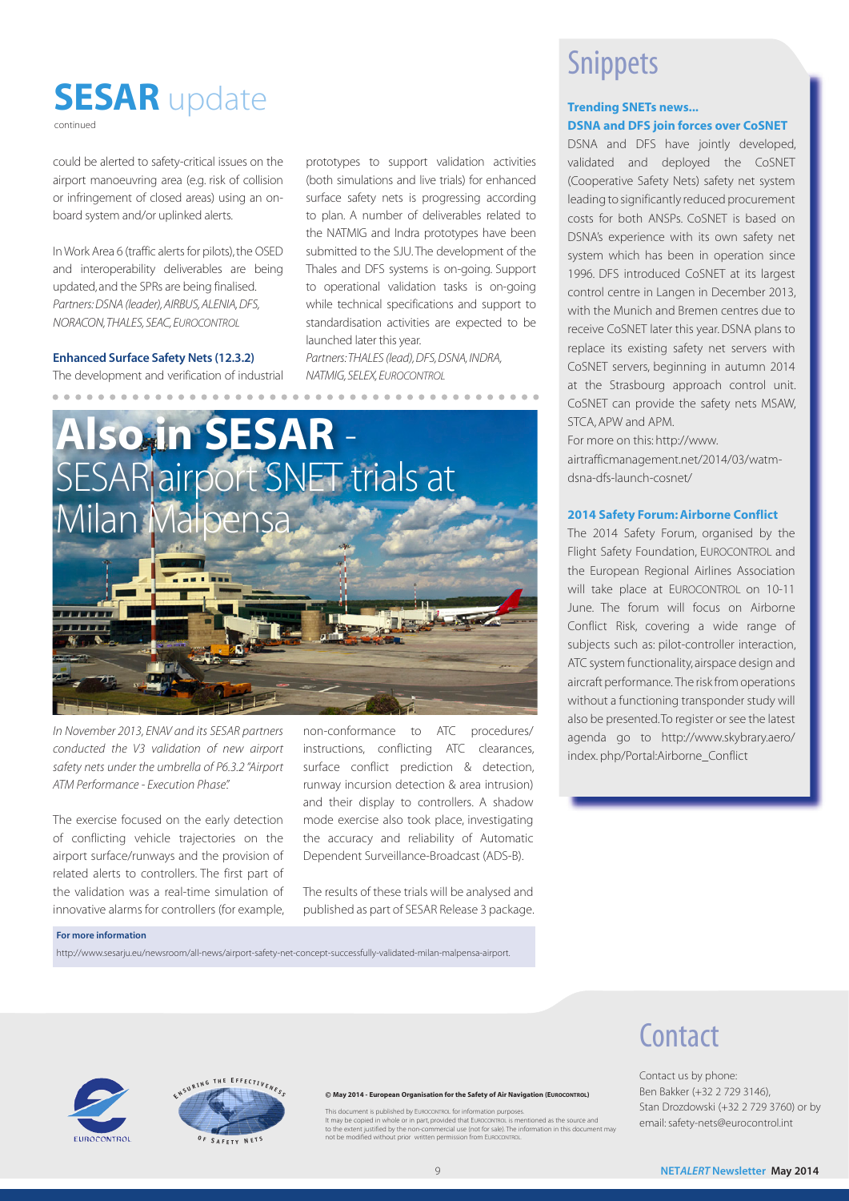# SESAR update

continued

could be alerted to safety-critical issues on the airport manoeuvring area (e.g. risk of collision or infringement of closed areas) using an on-board system and/or uplinked alerts.

In Work Area 6 (traffic alerts for pilots), the OSED and interoperability deliverables are being updated, and the SPRs are being finalised.
*Partners: DSNA (leader), AIRBUS, ALENIA, DFS, NORACON, THALES, SEAC, EUROCONTROL*

### Enhanced Surface Safety Nets (12.3.2)

The development and verification of industrial prototypes to support validation activities (both simulations and live trials) for enhanced surface safety nets is progressing according to plan. A number of deliverables related to the NATMIG and Indra prototypes have been submitted to the SJU. The development of the Thales and DFS systems is on-going. Support to operational validation tasks is on-going while technical specifications and support to standardisation activities are expected to be launched later this year.
*Partners: THALES (lead), DFS, DSNA, INDRA, NATMIG, SELEX, EUROCONTROL*

## Also in SESAR - SESAR airport SNET trials at Milan Malpensa

*In November 2013, ENAV and its SESAR partners conducted the V3 validation of new airport safety nets under the umbrella of P6.3.2 "Airport ATM Performance - Execution Phase".*

The exercise focused on the early detection of conflicting vehicle trajectories on the airport surface/runways and the provision of related alerts to controllers. The first part of the validation was a real-time simulation of innovative alarms for controllers (for example, non-conformance to ATC procedures/ instructions, conflicting ATC clearances, surface conflict prediction & detection, runway incursion detection & area intrusion) and their display to controllers. A shadow mode exercise also took place, investigating the accuracy and reliability of Automatic Dependent Surveillance-Broadcast (ADS-B).

The results of these trials will be analysed and published as part of SESAR Release 3 package.

**For more information**

http://www.sesarju.eu/newsroom/all-news/airport-safety-net-concept-successfully-validated-milan-malpensa-airport.

# Snippets

### Trending SNETs news... DSNA and DFS join forces over CoSNET

DSNA and DFS have jointly developed, validated and deployed the CoSNET (Cooperative Safety Nets) safety net system leading to significantly reduced procurement costs for both ANSPs. CoSNET is based on DSNA's experience with its own safety net system which has been in operation since 1996. DFS introduced CoSNET at its largest control centre in Langen in December 2013, with the Munich and Bremen centres due to receive CoSNET later this year. DSNA plans to replace its existing safety net servers with CoSNET servers, beginning in autumn 2014 at the Strasbourg approach control unit. CoSNET can provide the safety nets MSAW, STCA, APW and APM.

For more on this: http://www.airtrafficmanagement.net/2014/03/watm-dsna-dfs-launch-cosnet/

### 2014 Safety Forum: Airborne Conflict

The 2014 Safety Forum, organised by the Flight Safety Foundation, EUROCONTROL and the European Regional Airlines Association will take place at EUROCONTROL on 10-11 June. The forum will focus on Airborne Conflict Risk, covering a wide range of subjects such as: pilot-controller interaction, ATC system functionality, airspace design and aircraft performance. The risk from operations without a functioning transponder study will also be presented. To register or see the latest agenda go to http://www.skybrary.aero/index.php/Portal:Airborne_Conflict

# Contact

Contact us by phone:
Ben Bakker (+32 2 729 3146),
Stan Drozdowski (+32 2 729 3760) or by email: safety-nets@eurocontrol.int

**© May 2014 - European Organisation for the Safety of Air Navigation (EUROCONTROL)**

This document is published by EUROCONTROL for information purposes.
It may be copied in whole or in part, provided that EUROCONTROL is mentioned as the source and to the extent justified by the non-commercial use (not for sale). The information in this document may not be modified without prior written permission from EUROCONTROL.